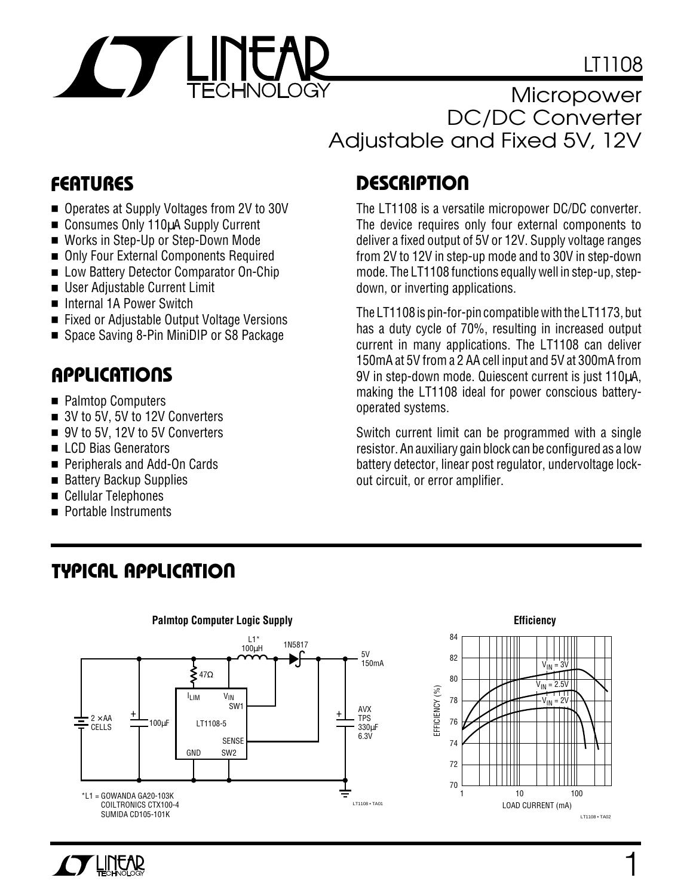# LT1108

## Micropower DC/DC Converter Adjustable and Fixed 5V, 12V

## FEATURES

- Operates at Supply Voltages from 2V to 30V
- Consumes Only 110µA Supply Current
- Works in Step-Up or Step-Down Mode
- Only Four External Components Required
- Low Battery Detector Comparator On-Chip
- User Adjustable Current Limit
- Internal 1A Power Switch
- Fixed or Adjustable Output Voltage Versions
- Space Saving 8-Pin MiniDIP or S8 Package

## APPLICATIONS

- Palmtop Computers
- 3V to 5V, 5V to 12V Converters
- 9V to 5V, 12V to 5V Converters
- LCD Bias Generators
- Peripherals and Add-On Cards
- Battery Backup Supplies
- Cellular Telephones
- Portable Instruments

## DESCRIPTION

The LT1108 is a versatile micropower DC/DC converter. The device requires only four external components to deliver a fixed output of 5V or 12V. Supply voltage ranges from 2V to 12V in step-up mode and to 30V in step-down mode. The LT1108 functions equally well in step-up, step-down, or inverting applications.

The LT1108 is pin-for-pin compatible with the LT1173, but has a duty cycle of 70%, resulting in increased output current in many applications. The LT1108 can deliver 150mA at 5V from a 2 AA cell input and 5V at 300mA from 9V in step-down mode. Quiescent current is just 110µA, making the LT1108 ideal for power conscious battery-operated systems.

Switch current limit can be programmed with a single resistor. An auxiliary gain block can be configured as a low battery detector, linear post regulator, undervoltage lockout circuit, or error amplifier.

## TYPICAL APPLICATION

**Palmtop Computer Logic Supply**

*L1 = GOWANDA GA20-103K
COILTRONICS CTX100-4
SUMIDA CD105-101K

**Efficiency**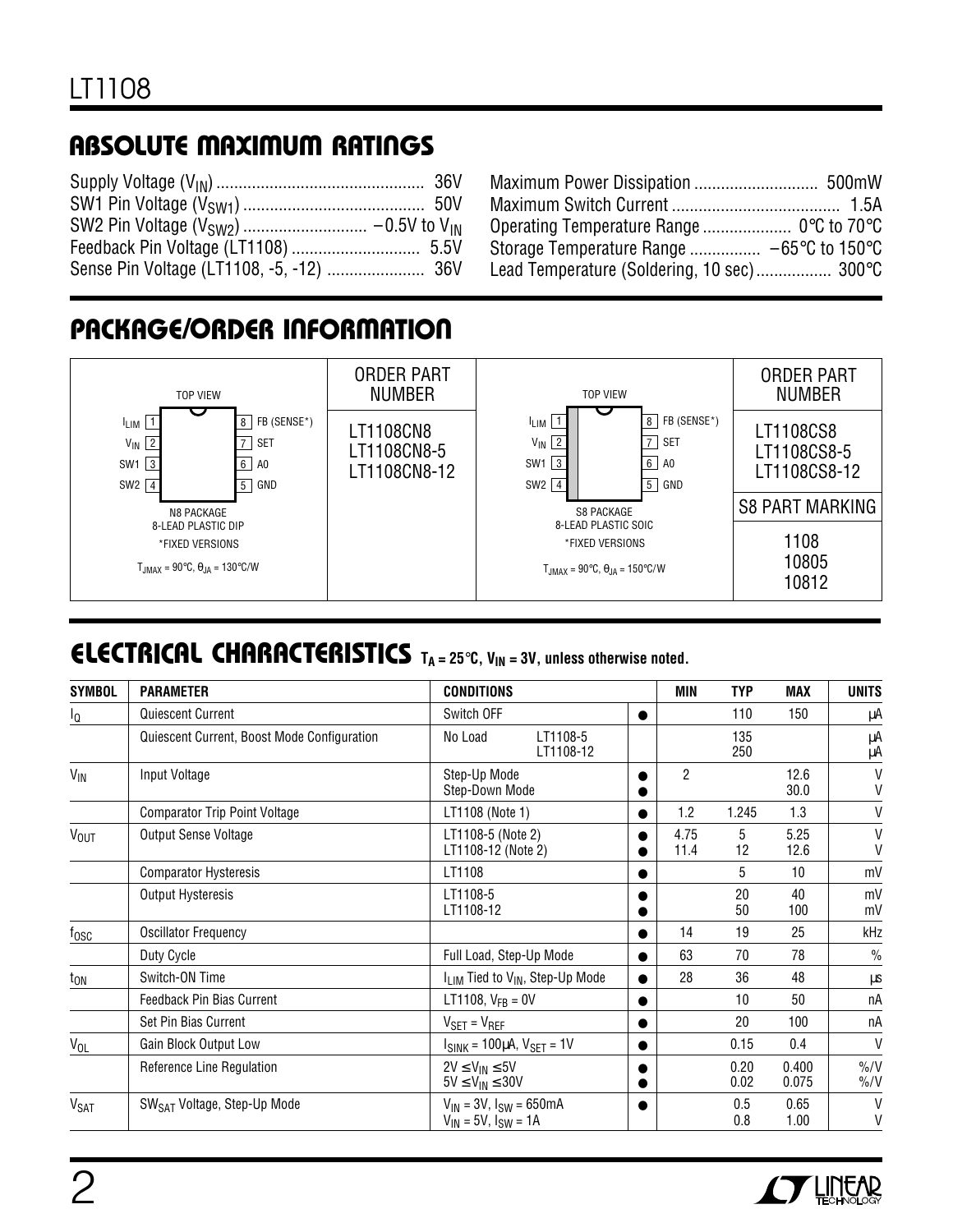## ABSOLUTE MAXIMUM RATINGS

Supply Voltage ($V_{IN}$) .............................................. 36V
SW1 Pin Voltage ($V_{SW1}$) ........................................ 50V
SW2 Pin Voltage ($V_{SW2}$) ........................... –0.5V to $V_{IN}$
Feedback Pin Voltage (LT1108) ............................ 5.5V
Sense Pin Voltage (LT1108, -5, -12) ..................... 36V
Maximum Power Dissipation ........................... 500mW
Maximum Switch Current ..................................... 1.5A
Operating Temperature Range .................... 0°C to 70°C
Storage Temperature Range ................ –65°C to 150°C
Lead Temperature (Soldering, 10 sec)................. 300°C

## PACKAGE/ORDER INFORMATION

TOP VIEW

| Pin | Name | Pin | Name |
|---|---|---|---|
| 1 | $I_{LIM}$ | 8 | FB (SENSE*) |
| 2 | $V_{IN}$ | 7 | SET |
| 3 | SW1 | 6 | A0 |
| 4 | SW2 | 5 | GND |

N8 PACKAGE
8-LEAD PLASTIC DIP
*FIXED VERSIONS
$T_{JMAX} = 90°C$, $\theta_{JA} = 130°C/W$

| ORDER PART NUMBER |
|---|
| LT1108CN8 |
| LT1108CN8-5 |
| LT1108CN8-12 |

TOP VIEW

| Pin | Name | Pin | Name |
|---|---|---|---|
| 1 | $I_{LIM}$ | 8 | FB (SENSE*) |
| 2 | $V_{IN}$ | 7 | SET |
| 3 | SW1 | 6 | A0 |
| 4 | SW2 | 5 | GND |

S8 PACKAGE
8-LEAD PLASTIC SOIC
*FIXED VERSIONS
$T_{JMAX} = 90°C$, $\theta_{JA} = 150°C/W$

| ORDER PART NUMBER | S8 PART MARKING |
|---|---|
| LT1108CS8 | 1108 |
| LT1108CS8-5 | 10805 |
| LT1108CS8-12 | 10812 |

## ELECTRICAL CHARACTERISTICS $T_A = 25°C$, $V_{IN} = 3V$, unless otherwise noted.

| SYMBOL | PARAMETER | CONDITIONS | | MIN | TYP | MAX | UNITS |
|---|---|---|---|---|---|---|---|
| $I_Q$ | Quiescent Current | Switch OFF | ● | | 110 | 150 | µA |
| | Quiescent Current, Boost Mode Configuration | No Load LT1108-5<br>No Load LT1108-12 | | | 135<br>250 | | µA<br>µA |
| $V_{IN}$ | Input Voltage | Step-Up Mode<br>Step-Down Mode | ●<br>● | 2 | | 12.6<br>30.0 | V<br>V |
| | Comparator Trip Point Voltage | LT1108 (Note 1) | ● | 1.2 | 1.245 | 1.3 | V |
| $V_{OUT}$ | Output Sense Voltage | LT1108-5 (Note 2)<br>LT1108-12 (Note 2) | ●<br>● | 4.75<br>11.4 | 5<br>12 | 5.25<br>12.6 | V<br>V |
| | Comparator Hysteresis | LT1108 | ● | | 5 | 10 | mV |
| | Output Hysteresis | LT1108-5<br>LT1108-12 | ●<br>● | | 20<br>50 | 40<br>100 | mV<br>mV |
| $f_{OSC}$ | Oscillator Frequency | | ● | 14 | 19 | 25 | kHz |
| | Duty Cycle | Full Load, Step-Up Mode | ● | 63 | 70 | 78 | % |
| $t_{ON}$ | Switch-ON Time | $I_{LIM}$ Tied to $V_{IN}$, Step-Up Mode | ● | 28 | 36 | 48 | µs |
| | Feedback Pin Bias Current | LT1108, $V_{FB} = 0V$ | ● | | 10 | 50 | nA |
| | Set Pin Bias Current | $V_{SET} = V_{REF}$ | ● | | 20 | 100 | nA |
| $V_{OL}$ | Gain Block Output Low | $I_{SINK} = 100µA$, $V_{SET} = 1V$ | ● | | 0.15 | 0.4 | V |
| | Reference Line Regulation | $2V \leq V_{IN} \leq 5V$<br>$5V \leq V_{IN} \leq 30V$ | ●<br>● | | 0.20<br>0.02 | 0.400<br>0.075 | %/V<br>%/V |
| $V_{SAT}$ | $SW_{SAT}$ Voltage, Step-Up Mode | $V_{IN} = 3V$, $I_{SW} = 650mA$<br>$V_{IN} = 5V$, $I_{SW} = 1A$ | ● | | 0.5<br>0.8 | 0.65<br>1.00 | V<br>V |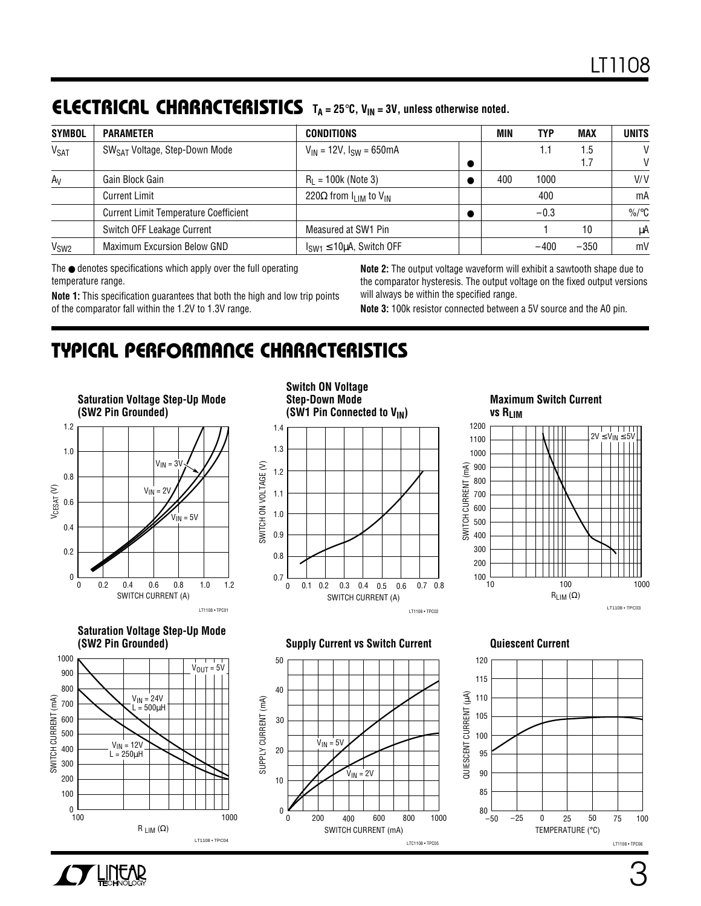## ELECTRICAL CHARACTERISTICS $T_A = 25°C$, $V_{IN} = 3V$, unless otherwise noted.

| SYMBOL | PARAMETER | CONDITIONS | | MIN | TYP | MAX | UNITS |
|---|---|---|---|---|---|---|---|
| $V_{SAT}$ | $SW_{SAT}$ Voltage, Step-Down Mode | $V_{IN} = 12V$, $I_{SW} = 650mA$ | | | 1.1 | 1.5 | V |
| | | | ● | | | 1.7 | V |
| $A_V$ | Gain Block Gain | $R_L = 100k$ (Note 3) | ● | 400 | 1000 | | V/V |
| | Current Limit | 220Ω from $I_{LIM}$ to $V_{IN}$ | | | 400 | | mA |
| | Current Limit Temperature Coefficient | | ● | | −0.3 | | %/°C |
| | Switch OFF Leakage Current | Measured at SW1 Pin | | | 1 | 10 | μA |
| $V_{SW2}$ | Maximum Excursion Below GND | $I_{SW1} \le 10\mu A$, Switch OFF | | | −400 | −350 | mV |

The ● denotes specifications which apply over the full operating temperature range.

**Note 1:** This specification guarantees that both the high and low trip points of the comparator fall within the 1.2V to 1.3V range.

**Note 2:** The output voltage waveform will exhibit a sawtooth shape due to the comparator hysteresis. The output voltage on the fixed output versions will always be within the specified range.

**Note 3:** 100k resistor connected between a 5V source and the A0 pin.

## TYPICAL PERFORMANCE CHARACTERISTICS

**Saturation Voltage Step-Up Mode (SW2 Pin Grounded)**

**Switch ON Voltage Step-Down Mode (SW1 Pin Connected to $V_{IN}$)**

**Maximum Switch Current vs $R_{LIM}$**

**Saturation Voltage Step-Up Mode (SW2 Pin Grounded)**

**Supply Current vs Switch Current**

**Quiescent Current**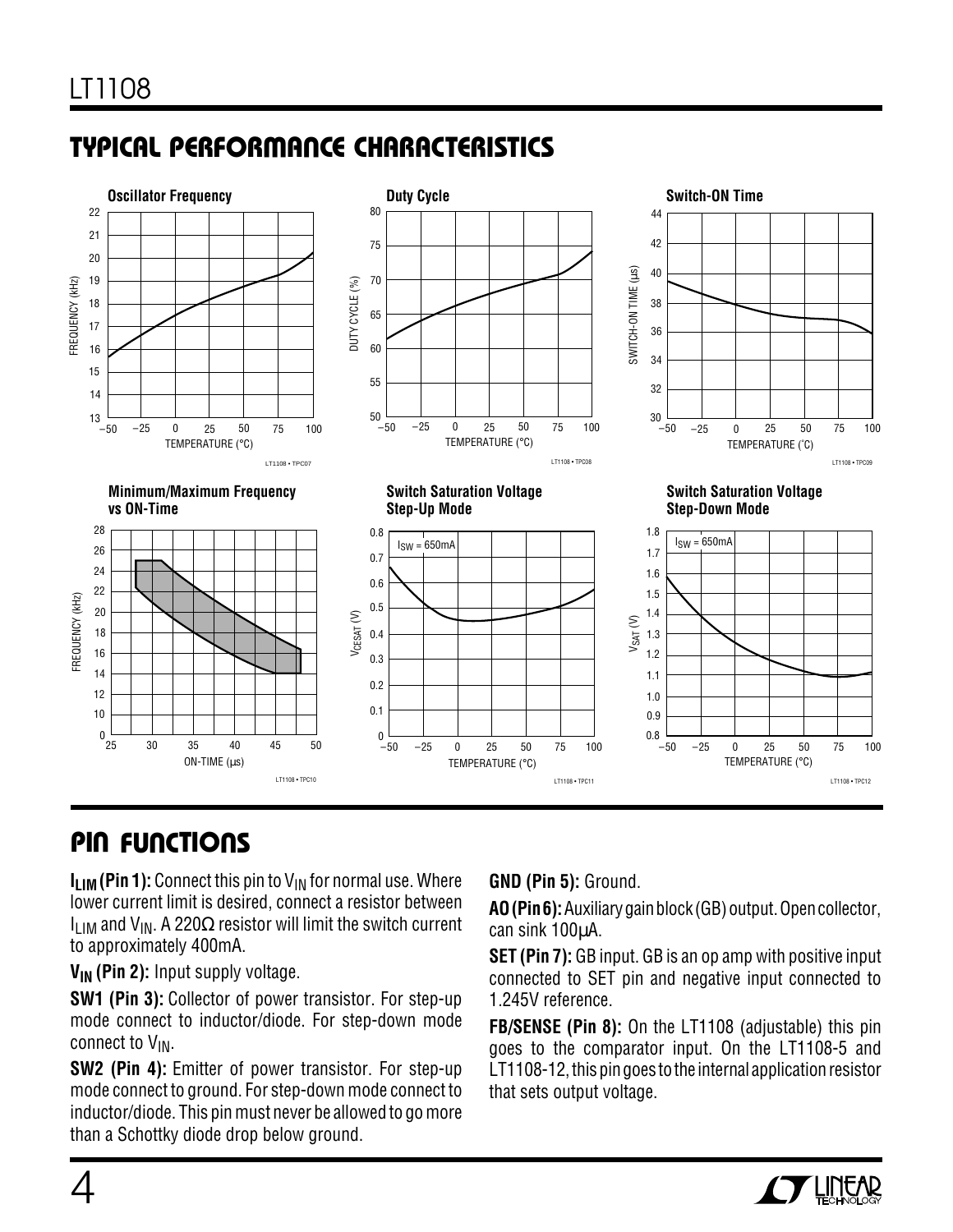## TYPICAL PERFORMANCE CHARACTERISTICS

**Oscillator Frequency**

**Duty Cycle**

**Switch-ON Time**

**Minimum/Maximum Frequency vs ON-Time**

**Switch Saturation Voltage Step-Up Mode**

**Switch Saturation Voltage Step-Down Mode**

## PIN FUNCTIONS

**$I_{LIM}$ (Pin 1):** Connect this pin to $V_{IN}$ for normal use. Where lower current limit is desired, connect a resistor between $I_{LIM}$ and $V_{IN}$. A 220Ω resistor will limit the switch current to approximately 400mA.

**$V_{IN}$ (Pin 2):** Input supply voltage.

**SW1 (Pin 3):** Collector of power transistor. For step-up mode connect to inductor/diode. For step-down mode connect to $V_{IN}$.

**SW2 (Pin 4):** Emitter of power transistor. For step-up mode connect to ground. For step-down mode connect to inductor/diode. This pin must never be allowed to go more than a Schottky diode drop below ground.

**GND (Pin 5):** Ground.

**AO (Pin 6):** Auxiliary gain block (GB) output. Open collector, can sink 100μA.

**SET (Pin 7):** GB input. GB is an op amp with positive input connected to SET pin and negative input connected to 1.245V reference.

**FB/SENSE (Pin 8):** On the LT1108 (adjustable) this pin goes to the comparator input. On the LT1108-5 and LT1108-12, this pin goes to the internal application resistor that sets output voltage.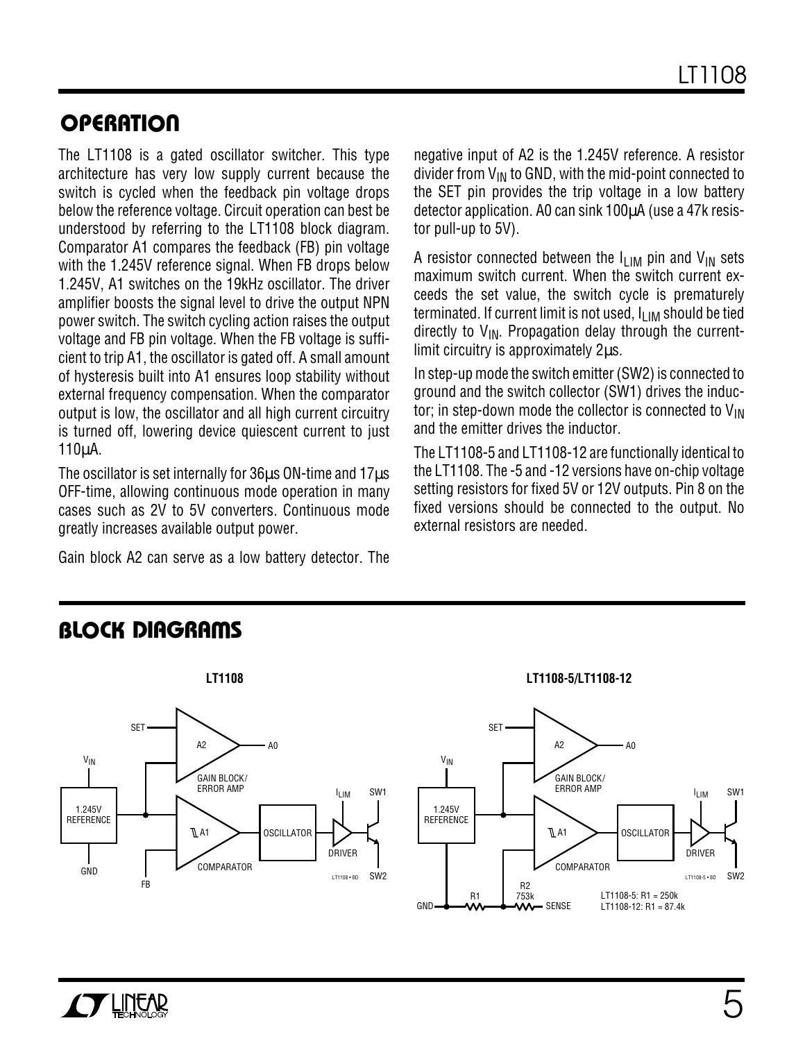## OPERATION

The LT1108 is a gated oscillator switcher. This type architecture has very low supply current because the switch is cycled when the feedback pin voltage drops below the reference voltage. Circuit operation can best be understood by referring to the LT1108 block diagram. Comparator A1 compares the feedback (FB) pin voltage with the 1.245V reference signal. When FB drops below 1.245V, A1 switches on the 19kHz oscillator. The driver amplifier boosts the signal level to drive the output NPN power switch. The switch cycling action raises the output voltage and FB pin voltage. When the FB voltage is sufficient to trip A1, the oscillator is gated off. A small amount of hysteresis built into A1 ensures loop stability without external frequency compensation. When the comparator output is low, the oscillator and all high current circuitry is turned off, lowering device quiescent current to just 110µA.

The oscillator is set internally for 36µs ON-time and 17µs OFF-time, allowing continuous mode operation in many cases such as 2V to 5V converters. Continuous mode greatly increases available output power.

Gain block A2 can serve as a low battery detector. The negative input of A2 is the 1.245V reference. A resistor divider from $V_{IN}$ to GND, with the mid-point connected to the SET pin provides the trip voltage in a low battery detector application. A0 can sink 100µA (use a 47k resistor pull-up to 5V).

A resistor connected between the $I_{LIM}$ pin and $V_{IN}$ sets maximum switch current. When the switch current exceeds the set value, the switch cycle is prematurely terminated. If current limit is not used, $I_{LIM}$ should be tied directly to $V_{IN}$. Propagation delay through the current-limit circuitry is approximately 2µs.

In step-up mode the switch emitter (SW2) is connected to ground and the switch collector (SW1) drives the inductor; in step-down mode the collector is connected to $V_{IN}$ and the emitter drives the inductor.

The LT1108-5 and LT1108-12 are functionally identical to the LT1108. The -5 and -12 versions have on-chip voltage setting resistors for fixed 5V or 12V outputs. Pin 8 on the fixed versions should be connected to the output. No external resistors are needed.

## BLOCK DIAGRAMS

**LT1108**

**LT1108-5/LT1108-12**

LT1108-5: R1 = 250k
LT1108-12: R1 = 87.4k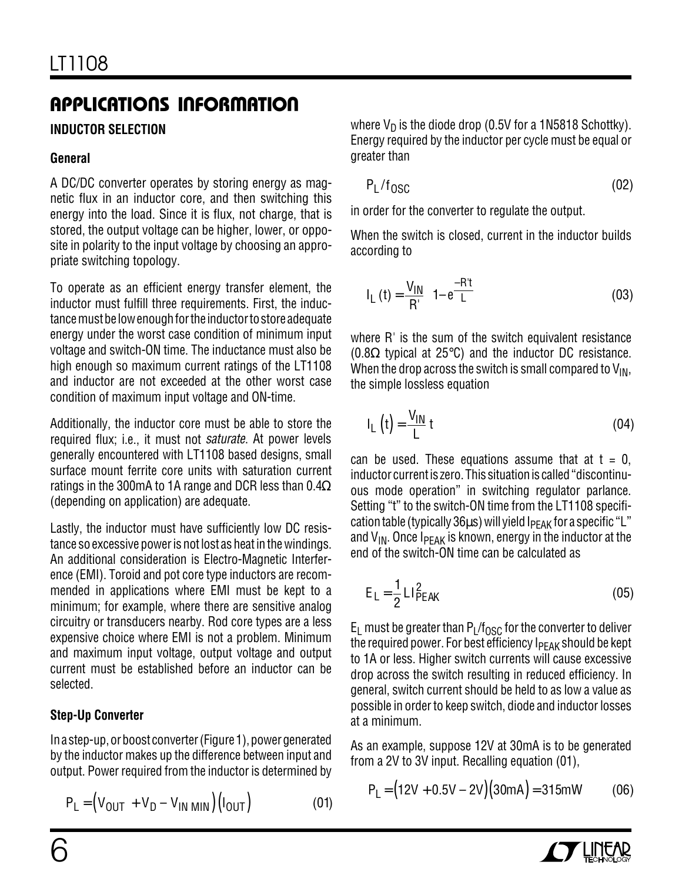## APPLICATIONS INFORMATION

### INDUCTOR SELECTION

#### General

A DC/DC converter operates by storing energy as magnetic flux in an inductor core, and then switching this energy into the load. Since it is flux, not charge, that is stored, the output voltage can be higher, lower, or opposite in polarity to the input voltage by choosing an appropriate switching topology.

To operate as an efficient energy transfer element, the inductor must fulfill three requirements. First, the inductance must be low enough for the inductor to store adequate energy under the worst case condition of minimum input voltage and switch-ON time. The inductance must also be high enough so maximum current ratings of the LT1108 and inductor are not exceeded at the other worst case condition of maximum input voltage and ON-time.

Additionally, the inductor core must be able to store the required flux; i.e., it must not *saturate*. At power levels generally encountered with LT1108 based designs, small surface mount ferrite core units with saturation current ratings in the 300mA to 1A range and DCR less than 0.4Ω (depending on application) are adequate.

Lastly, the inductor must have sufficiently low DC resistance so excessive power is not lost as heat in the windings. An additional consideration is Electro-Magnetic Interference (EMI). Toroid and pot core type inductors are recommended in applications where EMI must be kept to a minimum; for example, where there are sensitive analog circuitry or transducers nearby. Rod core types are a less expensive choice where EMI is not a problem. Minimum and maximum input voltage, output voltage and output current must be established before an inductor can be selected.

#### Step-Up Converter

In a step-up, or boost converter (Figure 1), power generated by the inductor makes up the difference between input and output. Power required from the inductor is determined by

$$P_L = \left(V_{OUT} + V_D - V_{IN\ MIN}\right)\left(I_{OUT}\right) \qquad (01)$$

where $V_D$ is the diode drop (0.5V for a 1N5818 Schottky). Energy required by the inductor per cycle must be equal or greater than

$$P_L / f_{OSC} \qquad (02)$$

in order for the converter to regulate the output.

When the switch is closed, current in the inductor builds according to

$$I_L(t) = \frac{V_{IN}}{R'}\left(1 - e^{\frac{-R't}{L}}\right) \qquad (03)$$

where R' is the sum of the switch equivalent resistance (0.8Ω typical at 25°C) and the inductor DC resistance. When the drop across the switch is small compared to $V_{IN}$, the simple lossless equation

$$I_L(t) = \frac{V_{IN}}{L}t \qquad (04)$$

can be used. These equations assume that at t = 0, inductor current is zero. This situation is called "discontinuous mode operation" in switching regulator parlance. Setting "t" to the switch-ON time from the LT1108 specification table (typically 36µs) will yield $I_{PEAK}$ for a specific "L" and $V_{IN}$. Once $I_{PEAK}$ is known, energy in the inductor at the end of the switch-ON time can be calculated as

$$E_L = \frac{1}{2}LI_{PEAK}^2 \qquad (05)$$

$E_L$ must be greater than $P_L/f_{OSC}$ for the converter to deliver the required power. For best efficiency $I_{PEAK}$ should be kept to 1A or less. Higher switch currents will cause excessive drop across the switch resulting in reduced efficiency. In general, switch current should be held to as low a value as possible in order to keep switch, diode and inductor losses at a minimum.

As an example, suppose 12V at 30mA is to be generated from a 2V to 3V input. Recalling equation (01),

$$P_L = \left(12V + 0.5V - 2V\right)\left(30mA\right) = 315mW \qquad (06)$$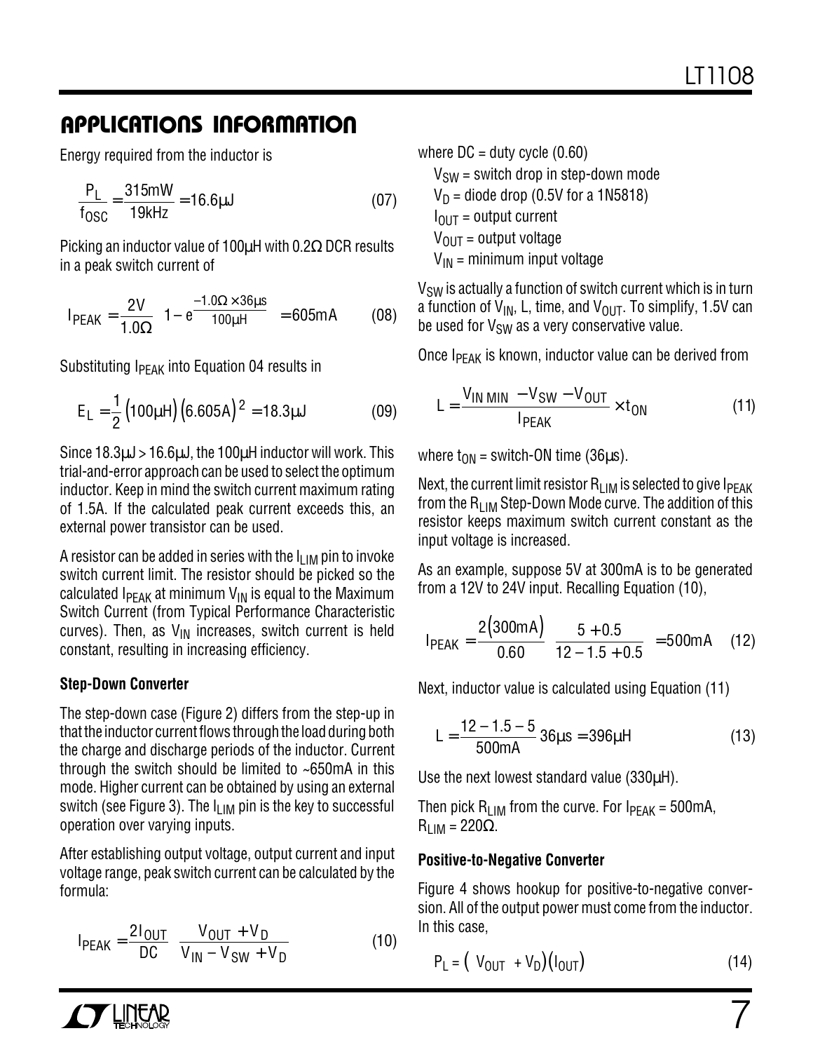## APPLICATIONS INFORMATION

Energy required from the inductor is

$$\frac{P_L}{f_{OSC}} = \frac{315mW}{19kHz} = 16.6\mu J \qquad (07)$$

Picking an inductor value of 100µH with 0.2Ω DCR results in a peak switch current of

$$I_{PEAK} = \frac{2V}{1.0\Omega}\left(1 - e^{\frac{-1.0\Omega \times 36\mu s}{100\mu H}}\right) = 605mA \qquad (08)$$

Substituting $I_{PEAK}$ into Equation 04 results in

$$E_L = \frac{1}{2}\left(100\mu H\right)\left(6.605A\right)^2 = 18.3\mu J \qquad (09)$$

Since 18.3µJ > 16.6µJ, the 100µH inductor will work. This trial-and-error approach can be used to select the optimum inductor. Keep in mind the switch current maximum rating of 1.5A. If the calculated peak current exceeds this, an external power transistor can be used.

A resistor can be added in series with the $I_{LIM}$ pin to invoke switch current limit. The resistor should be picked so the calculated $I_{PEAK}$ at minimum $V_{IN}$ is equal to the Maximum Switch Current (from Typical Performance Characteristic curves). Then, as $V_{IN}$ increases, switch current is held constant, resulting in increasing efficiency.

### Step-Down Converter

The step-down case (Figure 2) differs from the step-up in that the inductor current flows through the load during both the charge and discharge periods of the inductor. Current through the switch should be limited to ~650mA in this mode. Higher current can be obtained by using an external switch (see Figure 3). The $I_{LIM}$ pin is the key to successful operation over varying inputs.

After establishing output voltage, output current and input voltage range, peak switch current can be calculated by the formula:

$$I_{PEAK} = \frac{2I_{OUT}}{DC}\left(\frac{V_{OUT} + V_D}{V_{IN} - V_{SW} + V_D}\right) \qquad (10)$$

where DC = duty cycle (0.60)
$V_{SW}$ = switch drop in step-down mode
$V_D$ = diode drop (0.5V for a 1N5818)
$I_{OUT}$ = output current
$V_{OUT}$ = output voltage
$V_{IN}$ = minimum input voltage

$V_{SW}$ is actually a function of switch current which is in turn a function of $V_{IN}$, L, time, and $V_{OUT}$. To simplify, 1.5V can be used for $V_{SW}$ as a very conservative value.

Once $I_{PEAK}$ is known, inductor value can be derived from

$$L = \frac{V_{IN\,MIN} - V_{SW} - V_{OUT}}{I_{PEAK}} \times t_{ON} \qquad (11)$$

where $t_{ON}$ = switch-ON time (36µs).

Next, the current limit resistor $R_{LIM}$ is selected to give $I_{PEAK}$ from the $R_{LIM}$ Step-Down Mode curve. The addition of this resistor keeps maximum switch current constant as the input voltage is increased.

As an example, suppose 5V at 300mA is to be generated from a 12V to 24V input. Recalling Equation (10),

$$I_{PEAK} = \frac{2(300mA)}{0.60}\left(\frac{5 + 0.5}{12 - 1.5 + 0.5}\right) = 500mA \qquad (12)$$

Next, inductor value is calculated using Equation (11)

$$L = \frac{12 - 1.5 - 5}{500mA}\,36\mu s = 396\mu H \qquad (13)$$

Use the next lowest standard value (330µH).

Then pick $R_{LIM}$ from the curve. For $I_{PEAK}$ = 500mA, $R_{LIM}$ = 220Ω.

### Positive-to-Negative Converter

Figure 4 shows hookup for positive-to-negative conversion. All of the output power must come from the inductor. In this case,

$$P_L = \left(\left|V_{OUT}\right| + V_D\right)\left(I_{OUT}\right) \qquad (14)$$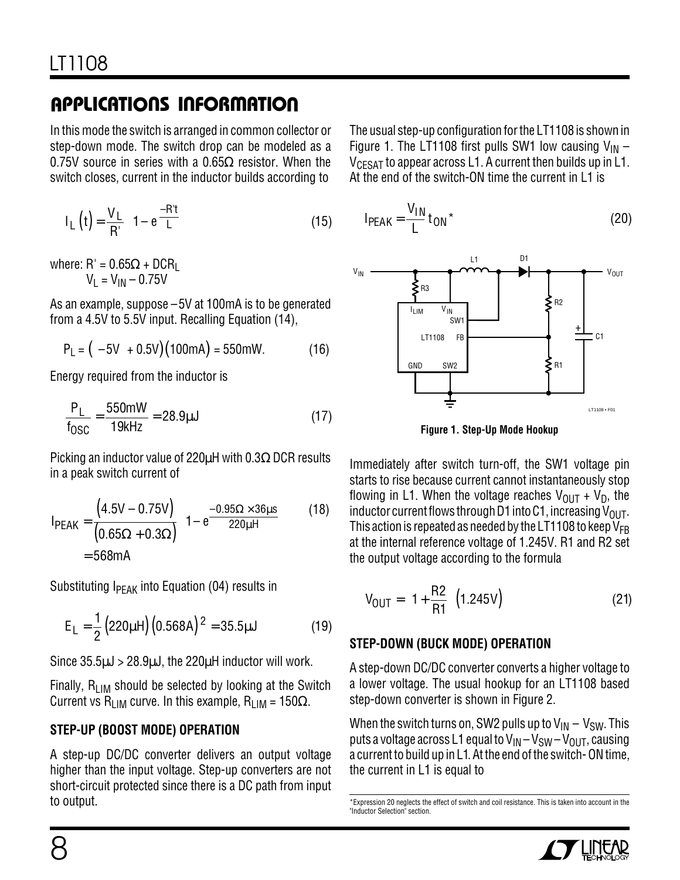## APPLICATIONS INFORMATION

In this mode the switch is arranged in common collector or step-down mode. The switch drop can be modeled as a 0.75V source in series with a 0.65Ω resistor. When the switch closes, current in the inductor builds according to

$$I_L(t) = \frac{V_L}{R'}\left(1 - e^{\frac{-R't}{L}}\right) \tag{15}$$

where: $R' = 0.65\Omega + DCR_L$
$V_L = V_{IN} - 0.75V$

As an example, suppose –5V at 100mA is to be generated from a 4.5V to 5.5V input. Recalling Equation (14),

$$P_L = \left(|-5V| + 0.5V\right)(100mA) = 550mW. \tag{16}$$

Energy required from the inductor is

$$\frac{P_L}{f_{OSC}} = \frac{550mW}{19kHz} = 28.9\mu J \tag{17}$$

Picking an inductor value of 220µH with 0.3Ω DCR results in a peak switch current of

$$I_{PEAK} = \frac{(4.5V - 0.75V)}{(0.65\Omega + 0.3\Omega)}\left(1 - e^{\frac{-0.95\Omega \times 36\mu s}{220\mu H}}\right) = 568mA \tag{18}$$

Substituting $I_{PEAK}$ into Equation (04) results in

$$E_L = \frac{1}{2}(220\mu H)(0.568A)^2 = 35.5\mu J \tag{19}$$

Since 35.5µJ > 28.9µJ, the 220µH inductor will work.

Finally, $R_{LIM}$ should be selected by looking at the Switch Current vs $R_{LIM}$ curve. In this example, $R_{LIM}$ = 150Ω.

### STEP-UP (BOOST MODE) OPERATION

A step-up DC/DC converter delivers an output voltage higher than the input voltage. Step-up converters are not short-circuit protected since there is a DC path from input to output.

The usual step-up configuration for the LT1108 is shown in Figure 1. The LT1108 first pulls SW1 low causing $V_{IN} - V_{CESAT}$ to appear across L1. A current then builds up in L1. At the end of the switch-ON time the current in L1 is

$$I_{PEAK} = \frac{V_{IN}}{L} t_{ON}^{*} \tag{20}$$

**Figure 1. Step-Up Mode Hookup**

Immediately after switch turn-off, the SW1 voltage pin starts to rise because current cannot instantaneously stop flowing in L1. When the voltage reaches $V_{OUT} + V_D$, the inductor current flows through D1 into C1, increasing $V_{OUT}$. This action is repeated as needed by the LT1108 to keep $V_{FB}$ at the internal reference voltage of 1.245V. R1 and R2 set the output voltage according to the formula

$$V_{OUT} = \left(1 + \frac{R2}{R1}\right)(1.245V) \tag{21}$$

### STEP-DOWN (BUCK MODE) OPERATION

A step-down DC/DC converter converts a higher voltage to a lower voltage. The usual hookup for an LT1108 based step-down converter is shown in Figure 2.

When the switch turns on, SW2 pulls up to $V_{IN} - V_{SW}$. This puts a voltage across L1 equal to $V_{IN} - V_{SW} - V_{OUT}$, causing a current to build up in L1. At the end of the switch- ON time, the current in L1 is equal to

*Expression 20 neglects the effect of switch and coil resistance. This is taken into account in the "Inductor Selection" section.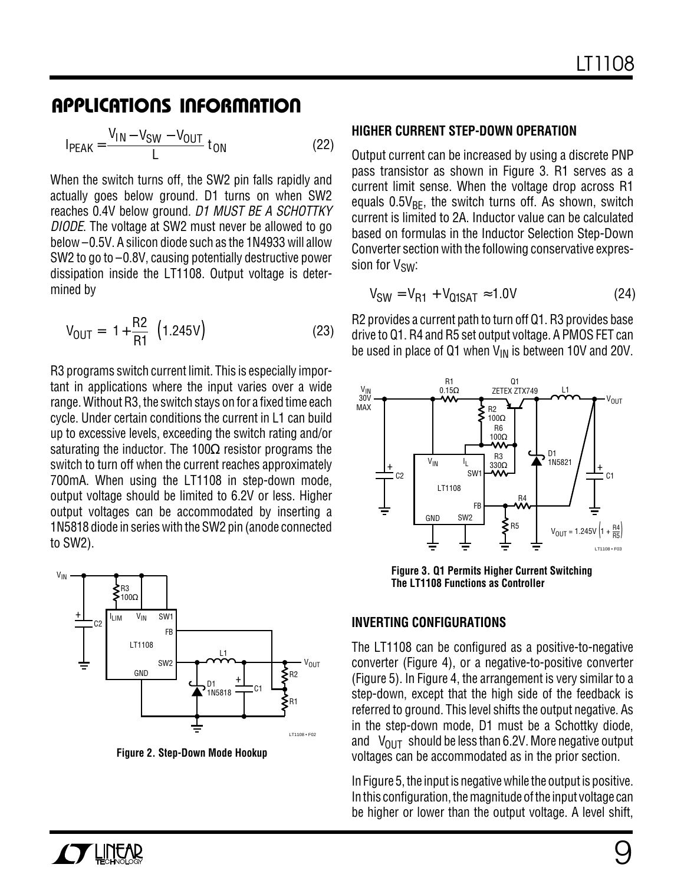## APPLICATIONS INFORMATION

$$I_{PEAK} = \frac{V_{IN} - V_{SW} - V_{OUT}}{L} t_{ON} \quad (22)$$

When the switch turns off, the SW2 pin falls rapidly and actually goes below ground. D1 turns on when SW2 reaches 0.4V below ground. *D1 MUST BE A SCHOTTKY DIODE*. The voltage at SW2 must never be allowed to go below –0.5V. A silicon diode such as the 1N4933 will allow SW2 to go to –0.8V, causing potentially destructive power dissipation inside the LT1108. Output voltage is determined by

$$V_{OUT} = \left(1 + \frac{R2}{R1}\right)(1.245V) \quad (23)$$

R3 programs switch current limit. This is especially important in applications where the input varies over a wide range. Without R3, the switch stays on for a fixed time each cycle. Under certain conditions the current in L1 can build up to excessive levels, exceeding the switch rating and/or saturating the inductor. The 100Ω resistor programs the switch to turn off when the current reaches approximately 700mA. When using the LT1108 in step-down mode, output voltage should be limited to 6.2V or less. Higher output voltages can be accommodated by inserting a 1N5818 diode in series with the SW2 pin (anode connected to SW2).

**Figure 2. Step-Down Mode Hookup**

### HIGHER CURRENT STEP-DOWN OPERATION

Output current can be increased by using a discrete PNP pass transistor as shown in Figure 3. R1 serves as a current limit sense. When the voltage drop across R1 equals $0.5V_{BE}$, the switch turns off. As shown, switch current is limited to 2A. Inductor value can be calculated based on formulas in the Inductor Selection Step-Down Converter section with the following conservative expression for $V_{SW}$:

$$V_{SW} = V_{R1} + V_{Q1SAT} \approx 1.0V \quad (24)$$

R2 provides a current path to turn off Q1. R3 provides base drive to Q1. R4 and R5 set output voltage. A PMOS FET can be used in place of Q1 when $V_{IN}$ is between 10V and 20V.

**Figure 3. Q1 Permits Higher Current Switching The LT1108 Functions as Controller**

### INVERTING CONFIGURATIONS

The LT1108 can be configured as a positive-to-negative converter (Figure 4), or a negative-to-positive converter (Figure 5). In Figure 4, the arrangement is very similar to a step-down, except that the high side of the feedback is referred to ground. This level shifts the output negative. As in the step-down mode, D1 must be a Schottky diode, and $|V_{OUT}|$ should be less than 6.2V. More negative output voltages can be accommodated as in the prior section.

In Figure 5, the input is negative while the output is positive. In this configuration, the magnitude of the input voltage can be higher or lower than the output voltage. A level shift,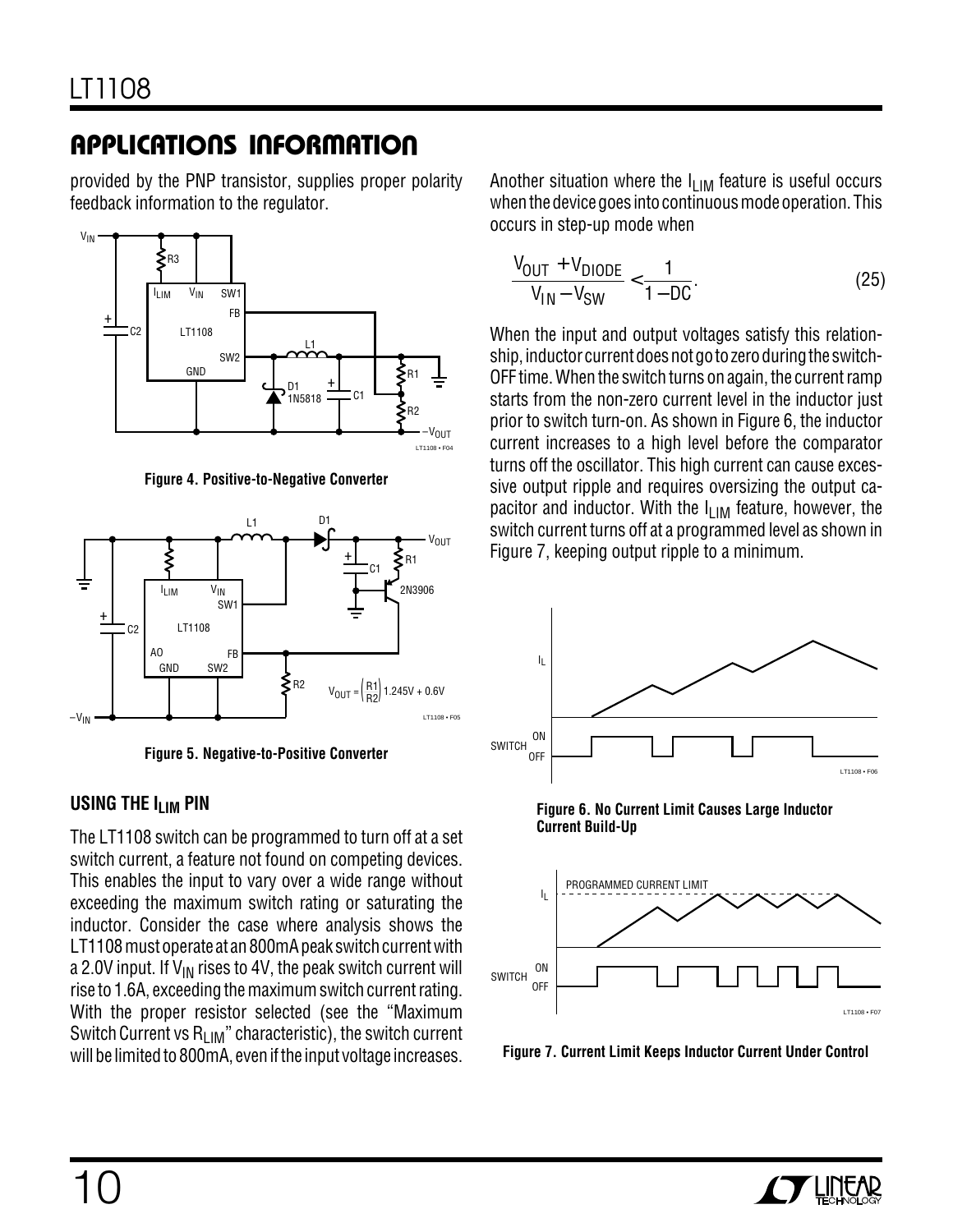## APPLICATIONS INFORMATION

provided by the PNP transistor, supplies proper polarity feedback information to the regulator.

**Figure 4. Positive-to-Negative Converter**

$$V_{OUT} = \left(\frac{R1}{R2}\right) 1.245V + 0.6V$$

**Figure 5. Negative-to-Positive Converter**

### USING THE $I_{LIM}$ PIN

The LT1108 switch can be programmed to turn off at a set switch current, a feature not found on competing devices. This enables the input to vary over a wide range without exceeding the maximum switch rating or saturating the inductor. Consider the case where analysis shows the LT1108 must operate at an 800mA peak switch current with a 2.0V input. If $V_{IN}$ rises to 4V, the peak switch current will rise to 1.6A, exceeding the maximum switch current rating. With the proper resistor selected (see the "Maximum Switch Current vs $R_{LIM}$" characteristic), the switch current will be limited to 800mA, even if the input voltage increases.

Another situation where the $I_{LIM}$ feature is useful occurs when the device goes into continuous mode operation. This occurs in step-up mode when

$$\frac{V_{OUT} + V_{DIODE}}{V_{IN} - V_{SW}} < \frac{1}{1 - DC}. \qquad (25)$$

When the input and output voltages satisfy this relationship, inductor current does not go to zero during the switch-OFF time. When the switch turns on again, the current ramp starts from the non-zero current level in the inductor just prior to switch turn-on. As shown in Figure 6, the inductor current increases to a high level before the comparator turns off the oscillator. This high current can cause excessive output ripple and requires oversizing the output capacitor and inductor. With the $I_{LIM}$ feature, however, the switch current turns off at a programmed level as shown in Figure 7, keeping output ripple to a minimum.

**Figure 6. No Current Limit Causes Large Inductor Current Build-Up**

**Figure 7. Current Limit Keeps Inductor Current Under Control**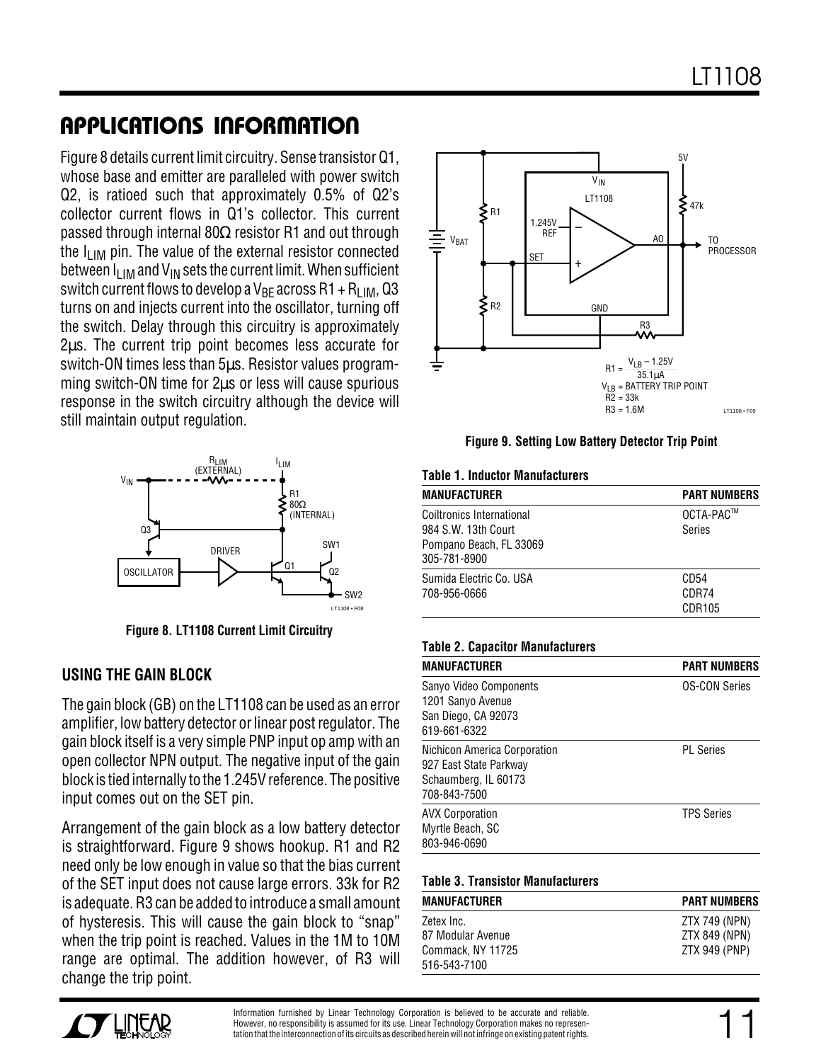## APPLICATIONS INFORMATION

Figure 8 details current limit circuitry. Sense transistor Q1, whose base and emitter are paralleled with power switch Q2, is ratioed such that approximately 0.5% of Q2's collector current flows in Q1's collector. This current passed through internal 80Ω resistor R1 and out through the $I_{LIM}$ pin. The value of the external resistor connected between $I_{LIM}$ and $V_{IN}$ sets the current limit. When sufficient switch current flows to develop a $V_{BE}$ across R1 + $R_{LIM}$, Q3 turns on and injects current into the oscillator, turning off the switch. Delay through this circuitry is approximately 2µs. The current trip point becomes less accurate for switch-ON times less than 5µs. Resistor values programming switch-ON time for 2µs or less will cause spurious response in the switch circuitry although the device will still maintain output regulation.

**Figure 8. LT1108 Current Limit Circuitry**

### USING THE GAIN BLOCK

The gain block (GB) on the LT1108 can be used as an error amplifier, low battery detector or linear post regulator. The gain block itself is a very simple PNP input op amp with an open collector NPN output. The negative input of the gain block is tied internally to the 1.245V reference. The positive input comes out on the SET pin.

Arrangement of the gain block as a low battery detector is straightforward. Figure 9 shows hookup. R1 and R2 need only be low enough in value so that the bias current of the SET input does not cause large errors. 33k for R2 is adequate. R3 can be added to introduce a small amount of hysteresis. This will cause the gain block to "snap" when the trip point is reached. Values in the 1M to 10M range are optimal. The addition however, of R3 will change the trip point.

$$R1 = \frac{V_{LB} - 1.25V}{35.1\mu A}$$

$V_{LB}$ = BATTERY TRIP POINT
R2 = 33k
R3 = 1.6M

**Figure 9. Setting Low Battery Detector Trip Point**

**Table 1. Inductor Manufacturers**

| MANUFACTURER | PART NUMBERS |
|---|---|
| Coiltronics International<br>984 S.W. 13th Court<br>Pompano Beach, FL 33069<br>305-781-8900 | OCTA-PAC™<br>Series |
| Sumida Electric Co. USA<br>708-956-0666 | CD54<br>CDR74<br>CDR105 |

**Table 2. Capacitor Manufacturers**

| MANUFACTURER | PART NUMBERS |
|---|---|
| Sanyo Video Components<br>1201 Sanyo Avenue<br>San Diego, CA 92073<br>619-661-6322 | OS-CON Series |
| Nichicon America Corporation<br>927 East State Parkway<br>Schaumberg, IL 60173<br>708-843-7500 | PL Series |
| AVX Corporation<br>Myrtle Beach, SC<br>803-946-0690 | TPS Series |

**Table 3. Transistor Manufacturers**

| MANUFACTURER | PART NUMBERS |
|---|---|
| Zetex Inc.<br>87 Modular Avenue<br>Commack, NY 11725<br>516-543-7100 | ZTX 749 (NPN)<br>ZTX 849 (NPN)<br>ZTX 949 (PNP) |

Information furnished by Linear Technology Corporation is believed to be accurate and reliable. However, no responsibility is assumed for its use. Linear Technology Corporation makes no representation that the interconnection of its circuits as described herein will not infringe on existing patent rights.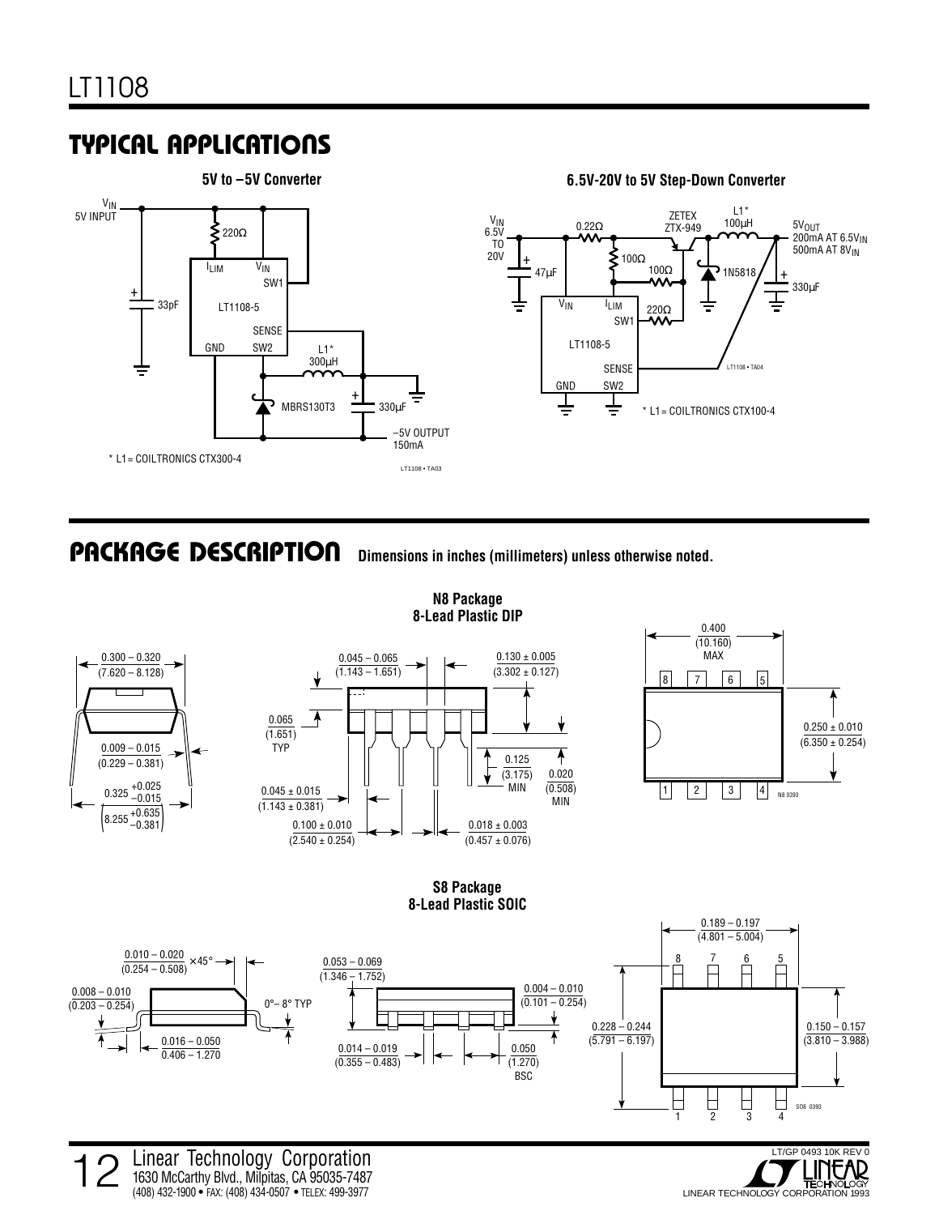## TYPICAL APPLICATIONS

**5V to –5V Converter**

$V_{IN}$
5V INPUT
220Ω
$I_{LIM}$
$V_{IN}$
SW1
33pF
LT1108-5
SENSE
GND
SW2
L1*
300μH
MBRS130T3
330μF
–5V OUTPUT
150mA

* L1 = COILTRONICS CTX300-4

LT1108 • TA03

**6.5V-20V to 5V Step-Down Converter**

$V_{IN}$
6.5V
TO
20V
0.22Ω
ZETEX
ZTX-949
L1*
100μH
$5V_{OUT}$
200mA AT $6.5V_{IN}$
500mA AT $8V_{IN}$
47μF
100Ω
100Ω
1N5818
330μF
$V_{IN}$
$I_{LIM}$
SW1
220Ω
LT1108-5
SENSE
GND
SW2

LT1108 • TA04

* L1 = COILTRONICS CTX100-4

## PACKAGE DESCRIPTION

**Dimensions in inches (millimeters) unless otherwise noted.**

**N8 Package**
**8-Lead Plastic DIP**

0.300 – 0.320
(7.620 – 8.128)
0.009 – 0.015
(0.229 – 0.381)
0.325 +0.025 –0.015
(8.255 +0.635 –0.381)
0.045 – 0.065
(1.143 – 1.651)
0.130 ± 0.005
(3.302 ± 0.127)
0.065
(1.651)
TYP
0.125
(3.175)
MIN
0.020
(0.508)
MIN
0.045 ± 0.015
(1.143 ± 0.381)
0.100 ± 0.010
(2.540 ± 0.254)
0.018 ± 0.003
(0.457 ± 0.076)
0.400
(10.160)
MAX
0.250 ± 0.010
(6.350 ± 0.254)

N8 0393

**S8 Package**
**8-Lead Plastic SOIC**

0.010 – 0.020
(0.254 – 0.508)
×45°
0.008 – 0.010
(0.203 – 0.254)
0°– 8° TYP
0.016 – 0.050
0.406 – 1.270
0.053 – 0.069
(1.346 – 1.752)
0.004 – 0.010
(0.101 – 0.254)
0.014 – 0.019
(0.355 – 0.483)
0.050
(1.270)
BSC
0.189 – 0.197
(4.801 – 5.004)
0.228 – 0.244
(5.791 – 6.197)
0.150 – 0.157
(3.810 – 3.988)

SO8 0393

Linear Technology Corporation
1630 McCarthy Blvd., Milpitas, CA 95035-7487
(408) 432-1900 • FAX: (408) 434-0507 • TELEX: 499-3977

LT/GP 0493 10K REV 0
LINEAR TECHNOLOGY CORPORATION 1993